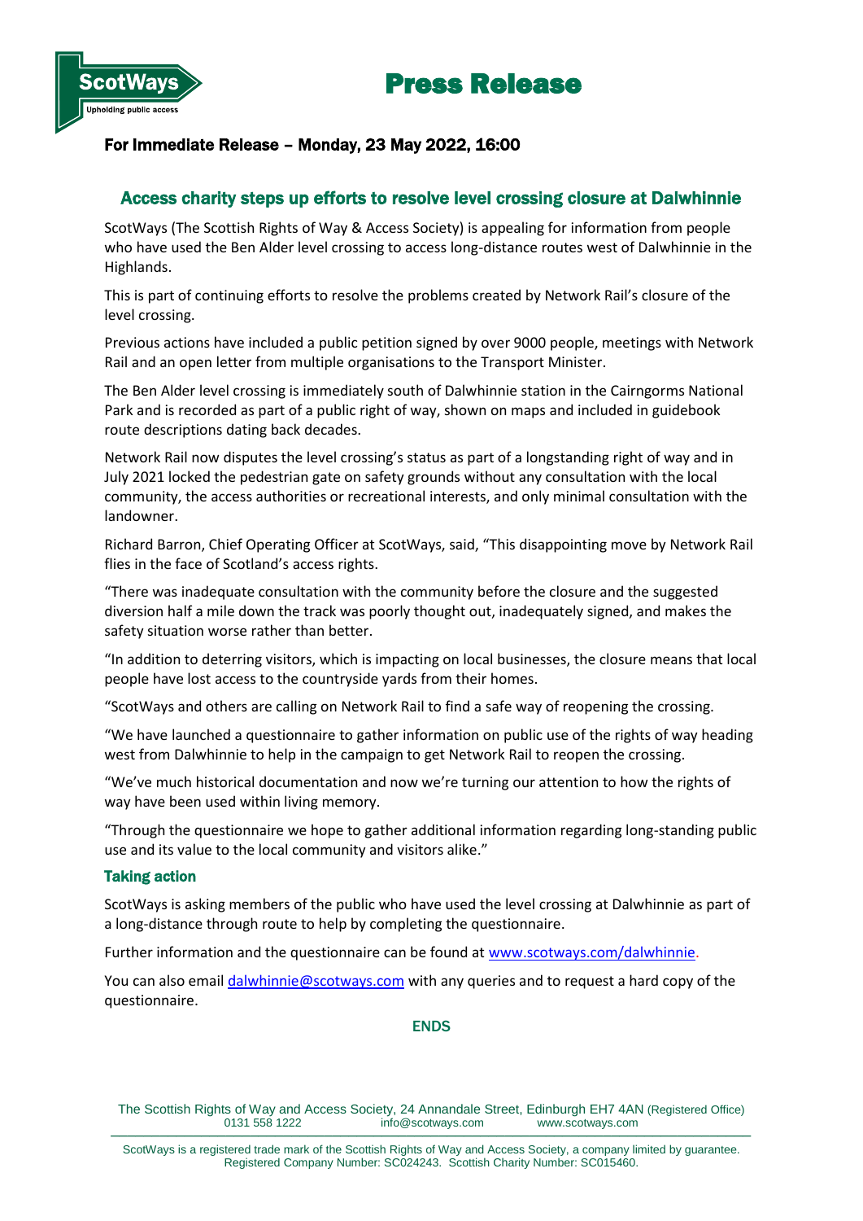ScotWays
Upholding public access

# Press Release

**For Immediate Release – Monday, 23 May 2022, 16:00**

## Access charity steps up efforts to resolve level crossing closure at Dalwhinnie

ScotWays (The Scottish Rights of Way & Access Society) is appealing for information from people who have used the Ben Alder level crossing to access long-distance routes west of Dalwhinnie in the Highlands.

This is part of continuing efforts to resolve the problems created by Network Rail's closure of the level crossing.

Previous actions have included a public petition signed by over 9000 people, meetings with Network Rail and an open letter from multiple organisations to the Transport Minister.

The Ben Alder level crossing is immediately south of Dalwhinnie station in the Cairngorms National Park and is recorded as part of a public right of way, shown on maps and included in guidebook route descriptions dating back decades.

Network Rail now disputes the level crossing's status as part of a longstanding right of way and in July 2021 locked the pedestrian gate on safety grounds without any consultation with the local community, the access authorities or recreational interests, and only minimal consultation with the landowner.

Richard Barron, Chief Operating Officer at ScotWays, said, "This disappointing move by Network Rail flies in the face of Scotland's access rights.

"There was inadequate consultation with the community before the closure and the suggested diversion half a mile down the track was poorly thought out, inadequately signed, and makes the safety situation worse rather than better.

"In addition to deterring visitors, which is impacting on local businesses, the closure means that local people have lost access to the countryside yards from their homes.

"ScotWays and others are calling on Network Rail to find a safe way of reopening the crossing.

"We have launched a questionnaire to gather information on public use of the rights of way heading west from Dalwhinnie to help in the campaign to get Network Rail to reopen the crossing.

"We've much historical documentation and now we're turning our attention to how the rights of way have been used within living memory.

"Through the questionnaire we hope to gather additional information regarding long-standing public use and its value to the local community and visitors alike."

### Taking action

ScotWays is asking members of the public who have used the level crossing at Dalwhinnie as part of a long-distance through route to help by completing the questionnaire.

Further information and the questionnaire can be found at www.scotways.com/dalwhinnie.

You can also email dalwhinnie@scotways.com with any queries and to request a hard copy of the questionnaire.

ENDS

The Scottish Rights of Way and Access Society, 24 Annandale Street, Edinburgh EH7 4AN (Registered Office)
0131 558 1222 info@scotways.com www.scotways.com

ScotWays is a registered trade mark of the Scottish Rights of Way and Access Society, a company limited by guarantee. Registered Company Number: SC024243. Scottish Charity Number: SC015460.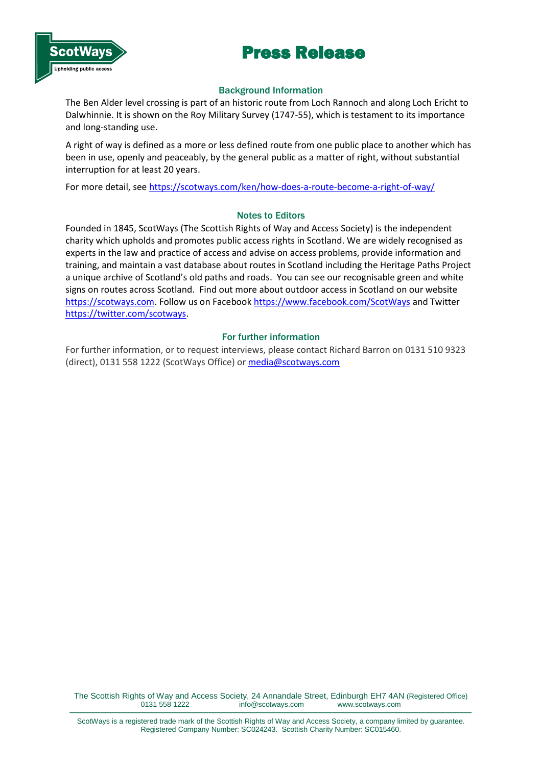# Press Release

## Background Information

The Ben Alder level crossing is part of an historic route from Loch Rannoch and along Loch Ericht to Dalwhinnie. It is shown on the Roy Military Survey (1747-55), which is testament to its importance and long-standing use.

A right of way is defined as a more or less defined route from one public place to another which has been in use, openly and peaceably, by the general public as a matter of right, without substantial interruption for at least 20 years.

For more detail, see https://scotways.com/ken/how-does-a-route-become-a-right-of-way/

## Notes to Editors

Founded in 1845, ScotWays (The Scottish Rights of Way and Access Society) is the independent charity which upholds and promotes public access rights in Scotland. We are widely recognised as experts in the law and practice of access and advise on access problems, provide information and training, and maintain a vast database about routes in Scotland including the Heritage Paths Project a unique archive of Scotland's old paths and roads. You can see our recognisable green and white signs on routes across Scotland. Find out more about outdoor access in Scotland on our website https://scotways.com. Follow us on Facebook https://www.facebook.com/ScotWays and Twitter https://twitter.com/scotways.

## For further information

For further information, or to request interviews, please contact Richard Barron on 0131 510 9323 (direct), 0131 558 1222 (ScotWays Office) or media@scotways.com

The Scottish Rights of Way and Access Society, 24 Annandale Street, Edinburgh EH7 4AN (Registered Office)
0131 558 1222 info@scotways.com www.scotways.com

ScotWays is a registered trade mark of the Scottish Rights of Way and Access Society, a company limited by guarantee.
Registered Company Number: SC024243. Scottish Charity Number: SC015460.